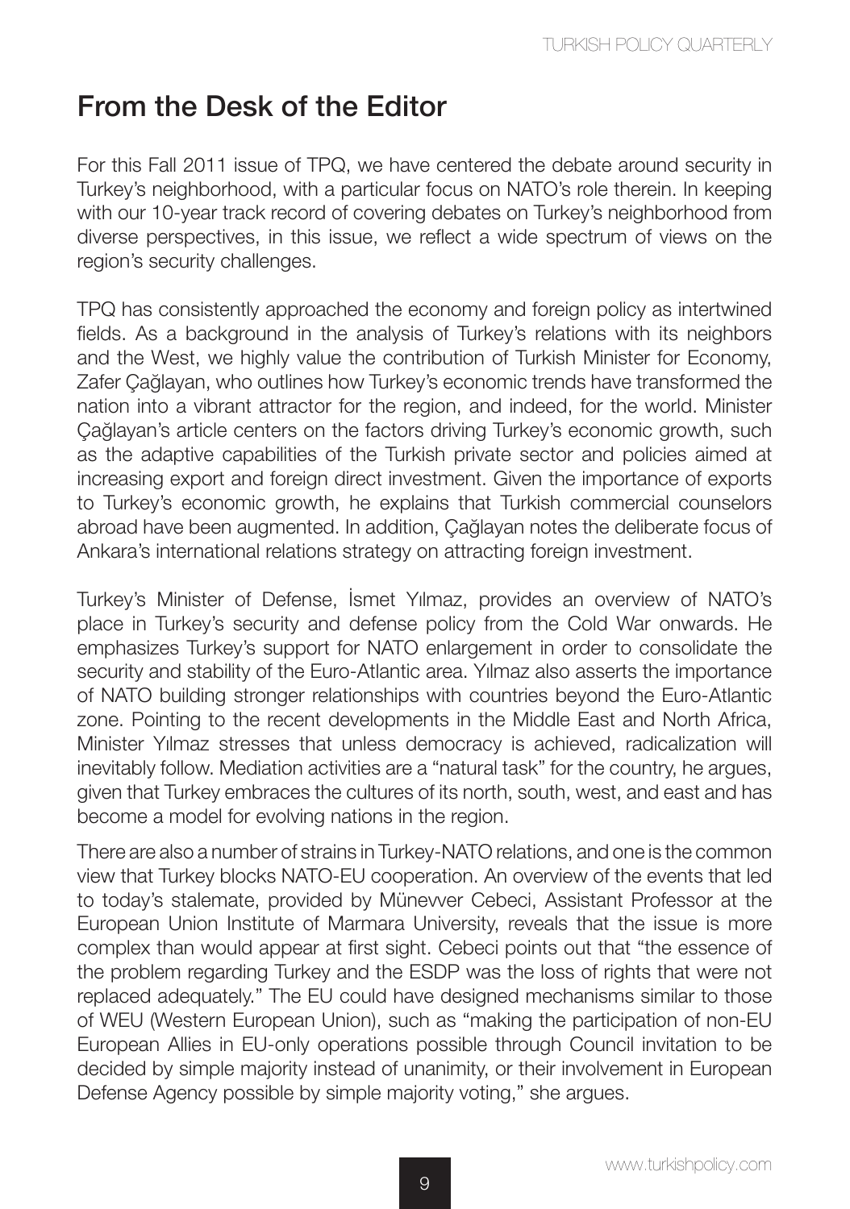# From the Desk of the Editor

For this Fall 2011 issue of TPQ, we have centered the debate around security in Turkey's neighborhood, with a particular focus on NATO's role therein. In keeping with our 10-year track record of covering debates on Turkey's neighborhood from diverse perspectives, in this issue, we reflect a wide spectrum of views on the region's security challenges.

TPQ has consistently approached the economy and foreign policy as intertwined fields. As a background in the analysis of Turkey's relations with its neighbors and the West, we highly value the contribution of Turkish Minister for Economy, Zafer Çağlayan, who outlines how Turkey's economic trends have transformed the nation into a vibrant attractor for the region, and indeed, for the world. Minister Çağlayan's article centers on the factors driving Turkey's economic growth, such as the adaptive capabilities of the Turkish private sector and policies aimed at increasing export and foreign direct investment. Given the importance of exports to Turkey's economic growth, he explains that Turkish commercial counselors abroad have been augmented. In addition, Çağlayan notes the deliberate focus of Ankara's international relations strategy on attracting foreign investment.

Turkey's Minister of Defense, İsmet Yılmaz, provides an overview of NATO's place in Turkey's security and defense policy from the Cold War onwards. He emphasizes Turkey's support for NATO enlargement in order to consolidate the security and stability of the Euro-Atlantic area. Yılmaz also asserts the importance of NATO building stronger relationships with countries beyond the Euro-Atlantic zone. Pointing to the recent developments in the Middle East and North Africa, Minister Yılmaz stresses that unless democracy is achieved, radicalization will inevitably follow. Mediation activities are a "natural task" for the country, he argues, given that Turkey embraces the cultures of its north, south, west, and east and has become a model for evolving nations in the region.

There are also a number of strains in Turkey-NATO relations, and one is the common view that Turkey blocks NATO-EU cooperation. An overview of the events that led to today's stalemate, provided by Münevver Cebeci, Assistant Professor at the European Union Institute of Marmara University, reveals that the issue is more complex than would appear at first sight. Cebeci points out that "the essence of the problem regarding Turkey and the ESDP was the loss of rights that were not replaced adequately." The EU could have designed mechanisms similar to those of WEU (Western European Union), such as "making the participation of non-EU European Allies in EU-only operations possible through Council invitation to be decided by simple majority instead of unanimity, or their involvement in European Defense Agency possible by simple majority voting," she argues.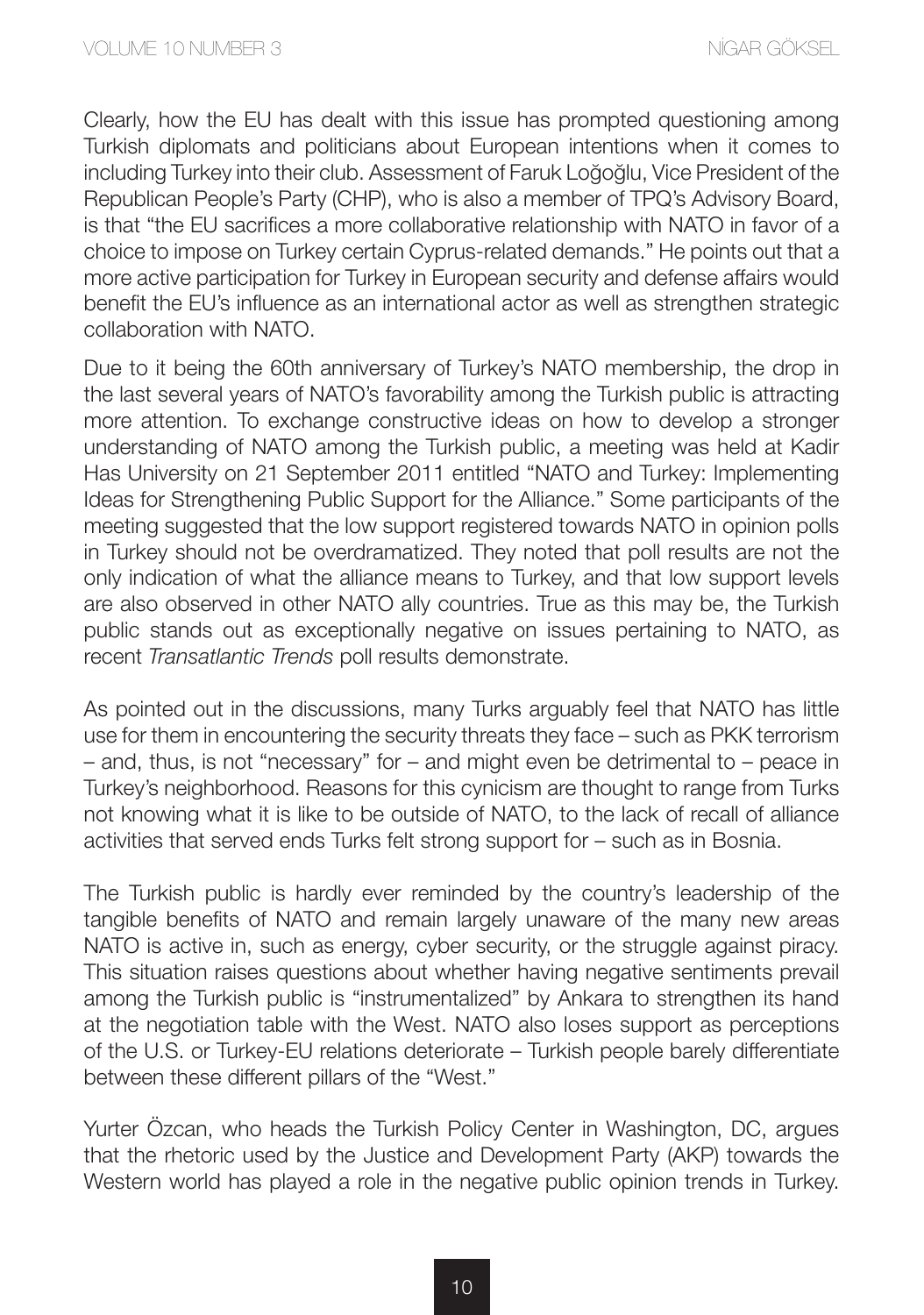Clearly, how the EU has dealt with this issue has prompted questioning among Turkish diplomats and politicians about European intentions when it comes to including Turkey into their club. Assessment of Faruk Loğoğlu, Vice President of the Republican People's Party (CHP), who is also a member of TPQ's Advisory Board, is that "the EU sacrifices a more collaborative relationship with NATO in favor of a choice to impose on Turkey certain Cyprus-related demands." He points out that a more active participation for Turkey in European security and defense affairs would benefit the EU's influence as an international actor as well as strengthen strategic collaboration with NATO.

Due to it being the 60th anniversary of Turkey's NATO membership, the drop in the last several years of NATO's favorability among the Turkish public is attracting more attention. To exchange constructive ideas on how to develop a stronger understanding of NATO among the Turkish public, a meeting was held at Kadir Has University on 21 September 2011 entitled "NATO and Turkey: Implementing Ideas for Strengthening Public Support for the Alliance." Some participants of the meeting suggested that the low support registered towards NATO in opinion polls in Turkey should not be overdramatized. They noted that poll results are not the only indication of what the alliance means to Turkey, and that low support levels are also observed in other NATO ally countries. True as this may be, the Turkish public stands out as exceptionally negative on issues pertaining to NATO, as recent *Transatlantic Trends* poll results demonstrate.

As pointed out in the discussions, many Turks arguably feel that NATO has little use for them in encountering the security threats they face – such as PKK terrorism – and, thus, is not "necessary" for – and might even be detrimental to – peace in Turkey's neighborhood. Reasons for this cynicism are thought to range from Turks not knowing what it is like to be outside of NATO, to the lack of recall of alliance activities that served ends Turks felt strong support for – such as in Bosnia.

The Turkish public is hardly ever reminded by the country's leadership of the tangible benefits of NATO and remain largely unaware of the many new areas NATO is active in, such as energy, cyber security, or the struggle against piracy. This situation raises questions about whether having negative sentiments prevail among the Turkish public is "instrumentalized" by Ankara to strengthen its hand at the negotiation table with the West. NATO also loses support as perceptions of the U.S. or Turkey-EU relations deteriorate – Turkish people barely differentiate between these different pillars of the "West."

Yurter Özcan, who heads the Turkish Policy Center in Washington, DC, argues that the rhetoric used by the Justice and Development Party (AKP) towards the Western world has played a role in the negative public opinion trends in Turkey.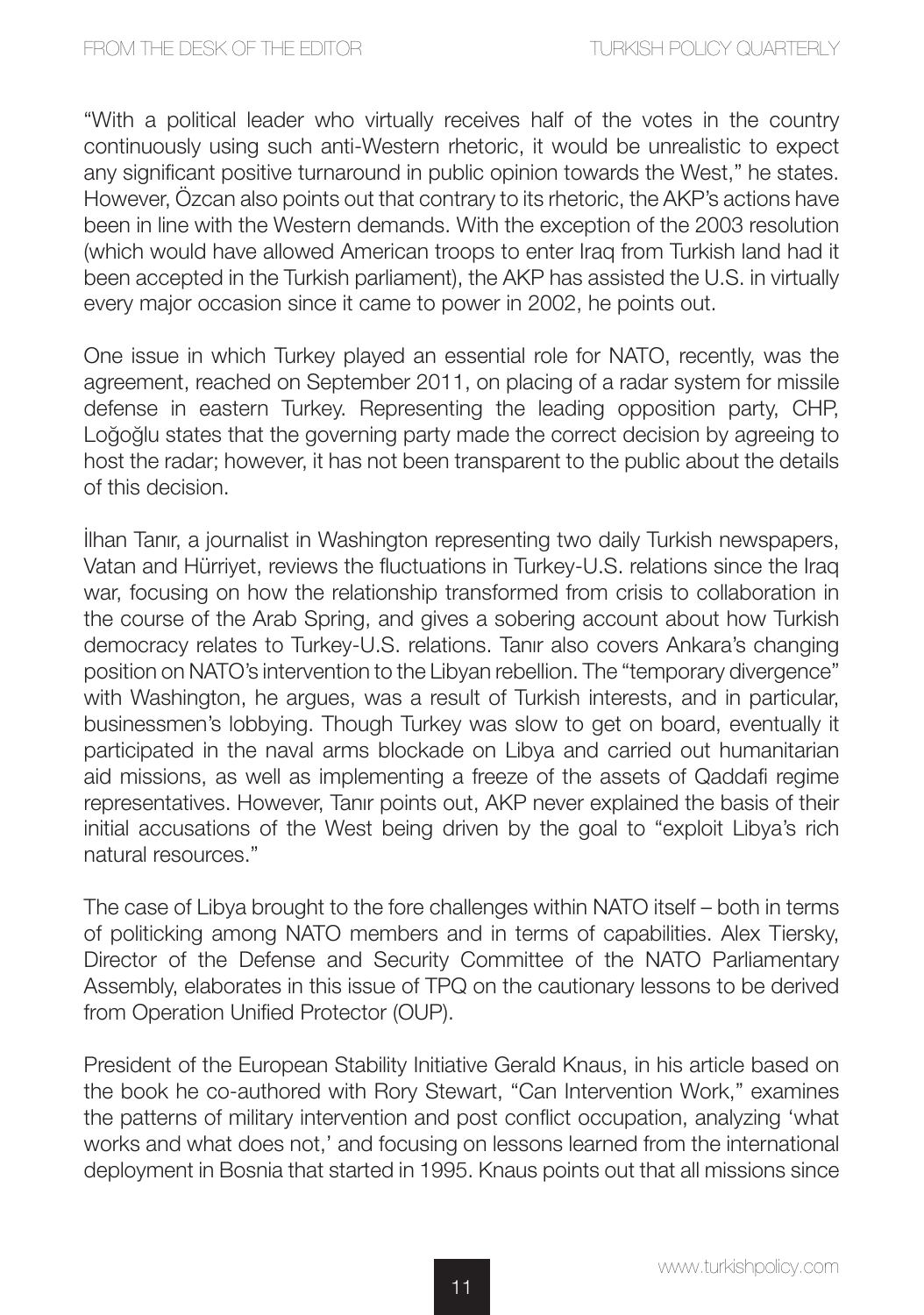"With a political leader who virtually receives half of the votes in the country continuously using such anti-Western rhetoric, it would be unrealistic to expect any significant positive turnaround in public opinion towards the West," he states. However, Özcan also points out that contrary to its rhetoric, the AKP's actions have been in line with the Western demands. With the exception of the 2003 resolution (which would have allowed American troops to enter Iraq from Turkish land had it been accepted in the Turkish parliament), the AKP has assisted the U.S. in virtually every major occasion since it came to power in 2002, he points out.

One issue in which Turkey played an essential role for NATO, recently, was the agreement, reached on September 2011, on placing of a radar system for missile defense in eastern Turkey. Representing the leading opposition party, CHP, Loğoğlu states that the governing party made the correct decision by agreeing to host the radar; however, it has not been transparent to the public about the details of this decision.

İlhan Tanır, a journalist in Washington representing two daily Turkish newspapers, Vatan and Hürriyet, reviews the fluctuations in Turkey-U.S. relations since the Iraq war, focusing on how the relationship transformed from crisis to collaboration in the course of the Arab Spring, and gives a sobering account about how Turkish democracy relates to Turkey-U.S. relations. Tanır also covers Ankara's changing position on NATO's intervention to the Libyan rebellion. The "temporary divergence" with Washington, he argues, was a result of Turkish interests, and in particular, businessmen's lobbying. Though Turkey was slow to get on board, eventually it participated in the naval arms blockade on Libya and carried out humanitarian aid missions, as well as implementing a freeze of the assets of Qaddafi regime representatives. However, Tanır points out, AKP never explained the basis of their initial accusations of the West being driven by the goal to "exploit Libya's rich natural resources."

The case of Libya brought to the fore challenges within NATO itself – both in terms of politicking among NATO members and in terms of capabilities. Alex Tiersky, Director of the Defense and Security Committee of the NATO Parliamentary Assembly, elaborates in this issue of TPQ on the cautionary lessons to be derived from Operation Unified Protector (OUP).

President of the European Stability Initiative Gerald Knaus, in his article based on the book he co-authored with Rory Stewart, "Can Intervention Work," examines the patterns of military intervention and post conflict occupation, analyzing 'what works and what does not,' and focusing on lessons learned from the international deployment in Bosnia that started in 1995. Knaus points out that all missions since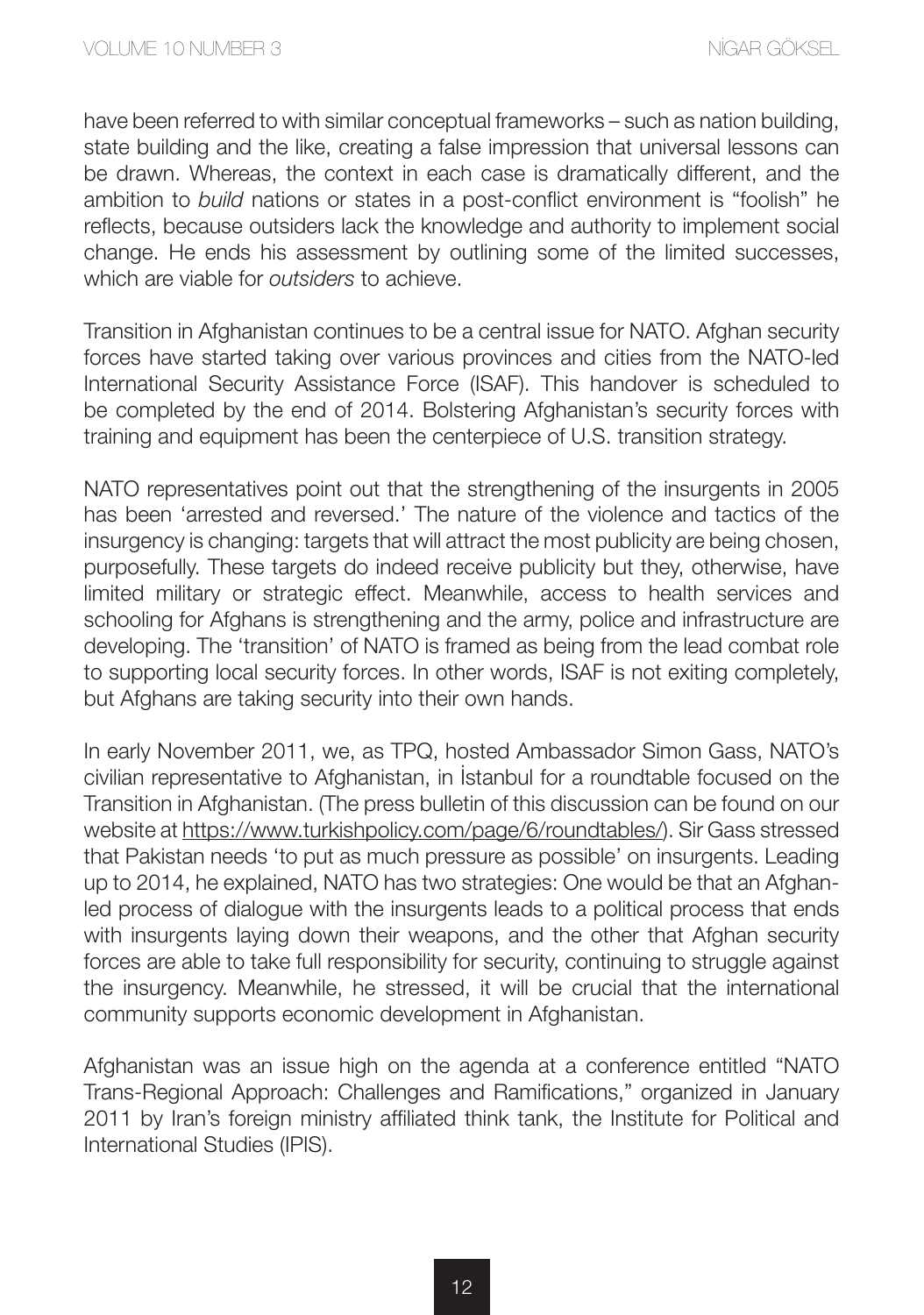have been referred to with similar conceptual frameworks – such as nation building, state building and the like, creating a false impression that universal lessons can be drawn. Whereas, the context in each case is dramatically different, and the ambition to *build* nations or states in a post-conflict environment is "foolish" he reflects, because outsiders lack the knowledge and authority to implement social change. He ends his assessment by outlining some of the limited successes, which are viable for *outsiders* to achieve.

Transition in Afghanistan continues to be a central issue for NATO. Afghan security forces have started taking over various provinces and cities from the NATO-led International Security Assistance Force (ISAF). This handover is scheduled to be completed by the end of 2014. Bolstering Afghanistan's security forces with training and equipment has been the centerpiece of U.S. transition strategy.

NATO representatives point out that the strengthening of the insurgents in 2005 has been 'arrested and reversed.' The nature of the violence and tactics of the insurgency is changing: targets that will attract the most publicity are being chosen, purposefully. These targets do indeed receive publicity but they, otherwise, have limited military or strategic effect. Meanwhile, access to health services and schooling for Afghans is strengthening and the army, police and infrastructure are developing. The 'transition' of NATO is framed as being from the lead combat role to supporting local security forces. In other words, ISAF is not exiting completely, but Afghans are taking security into their own hands.

In early November 2011, we, as TPQ, hosted Ambassador Simon Gass, NATO's civilian representative to Afghanistan, in İstanbul for a roundtable focused on the Transition in Afghanistan. (The press bulletin of this discussion can be found on our website at https://www.turkishpolicy.com/page/6/roundtables/). Sir Gass stressed that Pakistan needs 'to put as much pressure as possible' on insurgents. Leading up to 2014, he explained, NATO has two strategies: One would be that an Afghan-led process of dialogue with the insurgents leads to a political process that ends with insurgents laying down their weapons, and the other that Afghan security forces are able to take full responsibility for security, continuing to struggle against the insurgency. Meanwhile, he stressed, it will be crucial that the international community supports economic development in Afghanistan.

Afghanistan was an issue high on the agenda at a conference entitled "NATO Trans-Regional Approach: Challenges and Ramifications," organized in January 2011 by Iran's foreign ministry affiliated think tank, the Institute for Political and International Studies (IPIS).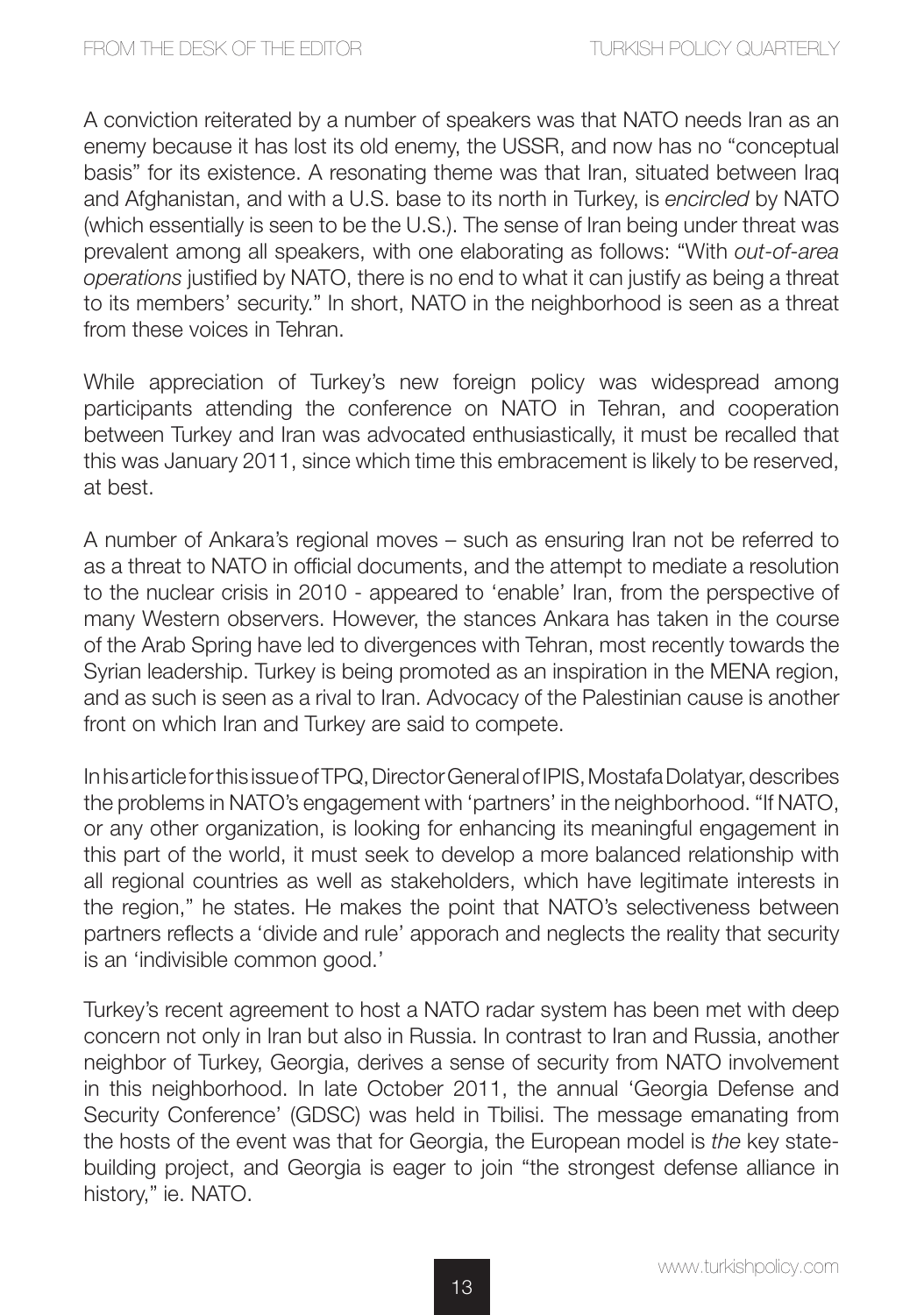A conviction reiterated by a number of speakers was that NATO needs Iran as an enemy because it has lost its old enemy, the USSR, and now has no "conceptual basis" for its existence. A resonating theme was that Iran, situated between Iraq and Afghanistan, and with a U.S. base to its north in Turkey, is *encircled* by NATO (which essentially is seen to be the U.S.). The sense of Iran being under threat was prevalent among all speakers, with one elaborating as follows: "With *out-of-area operations* justified by NATO, there is no end to what it can justify as being a threat to its members' security." In short, NATO in the neighborhood is seen as a threat from these voices in Tehran.

While appreciation of Turkey's new foreign policy was widespread among participants attending the conference on NATO in Tehran, and cooperation between Turkey and Iran was advocated enthusiastically, it must be recalled that this was January 2011, since which time this embracement is likely to be reserved, at best.

A number of Ankara's regional moves – such as ensuring Iran not be referred to as a threat to NATO in official documents, and the attempt to mediate a resolution to the nuclear crisis in 2010 - appeared to 'enable' Iran, from the perspective of many Western observers. However, the stances Ankara has taken in the course of the Arab Spring have led to divergences with Tehran, most recently towards the Syrian leadership. Turkey is being promoted as an inspiration in the MENA region, and as such is seen as a rival to Iran. Advocacy of the Palestinian cause is another front on which Iran and Turkey are said to compete.

In his article for this issue of TPQ, Director General of IPIS, Mostafa Dolatyar, describes the problems in NATO's engagement with 'partners' in the neighborhood. "If NATO, or any other organization, is looking for enhancing its meaningful engagement in this part of the world, it must seek to develop a more balanced relationship with all regional countries as well as stakeholders, which have legitimate interests in the region," he states. He makes the point that NATO's selectiveness between partners reflects a 'divide and rule' apporach and neglects the reality that security is an 'indivisible common good.'

Turkey's recent agreement to host a NATO radar system has been met with deep concern not only in Iran but also in Russia. In contrast to Iran and Russia, another neighbor of Turkey, Georgia, derives a sense of security from NATO involvement in this neighborhood. In late October 2011, the annual 'Georgia Defense and Security Conference' (GDSC) was held in Tbilisi. The message emanating from the hosts of the event was that for Georgia, the European model is *the* key state-building project, and Georgia is eager to join "the strongest defense alliance in history," ie. NATO.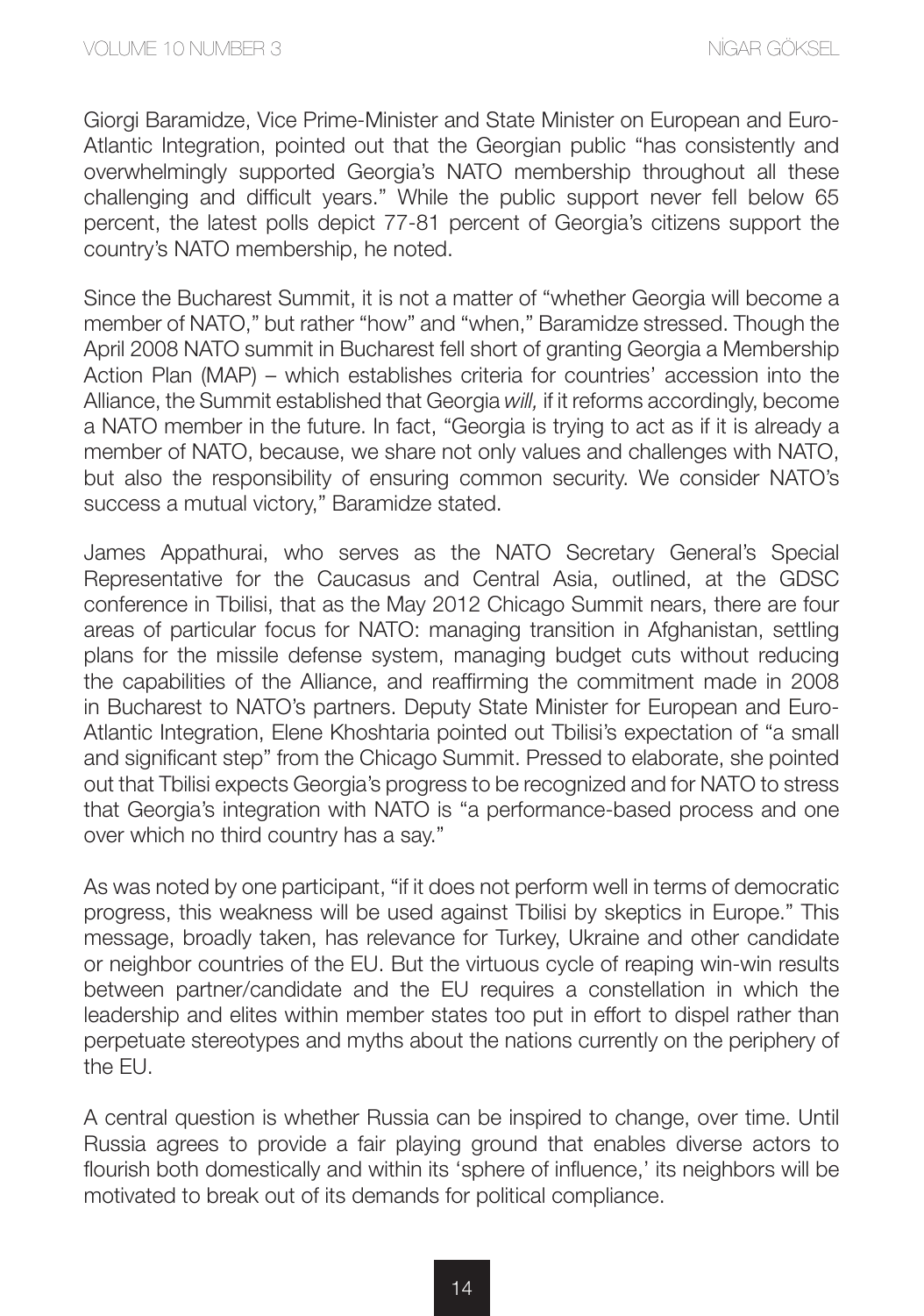Giorgi Baramidze, Vice Prime-Minister and State Minister on European and Euro-Atlantic Integration, pointed out that the Georgian public "has consistently and overwhelmingly supported Georgia's NATO membership throughout all these challenging and difficult years." While the public support never fell below 65 percent, the latest polls depict 77-81 percent of Georgia's citizens support the country's NATO membership, he noted.

Since the Bucharest Summit, it is not a matter of "whether Georgia will become a member of NATO," but rather "how" and "when," Baramidze stressed. Though the April 2008 NATO summit in Bucharest fell short of granting Georgia a Membership Action Plan (MAP) – which establishes criteria for countries' accession into the Alliance, the Summit established that Georgia *will,* if it reforms accordingly, become a NATO member in the future. In fact, "Georgia is trying to act as if it is already a member of NATO, because, we share not only values and challenges with NATO, but also the responsibility of ensuring common security. We consider NATO's success a mutual victory," Baramidze stated.

James Appathurai, who serves as the NATO Secretary General's Special Representative for the Caucasus and Central Asia, outlined, at the GDSC conference in Tbilisi, that as the May 2012 Chicago Summit nears, there are four areas of particular focus for NATO: managing transition in Afghanistan, settling plans for the missile defense system, managing budget cuts without reducing the capabilities of the Alliance, and reaffirming the commitment made in 2008 in Bucharest to NATO's partners. Deputy State Minister for European and Euro-Atlantic Integration, Elene Khoshtaria pointed out Tbilisi's expectation of "a small and significant step" from the Chicago Summit. Pressed to elaborate, she pointed out that Tbilisi expects Georgia's progress to be recognized and for NATO to stress that Georgia's integration with NATO is "a performance-based process and one over which no third country has a say."

As was noted by one participant, "if it does not perform well in terms of democratic progress, this weakness will be used against Tbilisi by skeptics in Europe." This message, broadly taken, has relevance for Turkey, Ukraine and other candidate or neighbor countries of the EU. But the virtuous cycle of reaping win-win results between partner/candidate and the EU requires a constellation in which the leadership and elites within member states too put in effort to dispel rather than perpetuate stereotypes and myths about the nations currently on the periphery of the EU.

A central question is whether Russia can be inspired to change, over time. Until Russia agrees to provide a fair playing ground that enables diverse actors to flourish both domestically and within its 'sphere of influence,' its neighbors will be motivated to break out of its demands for political compliance.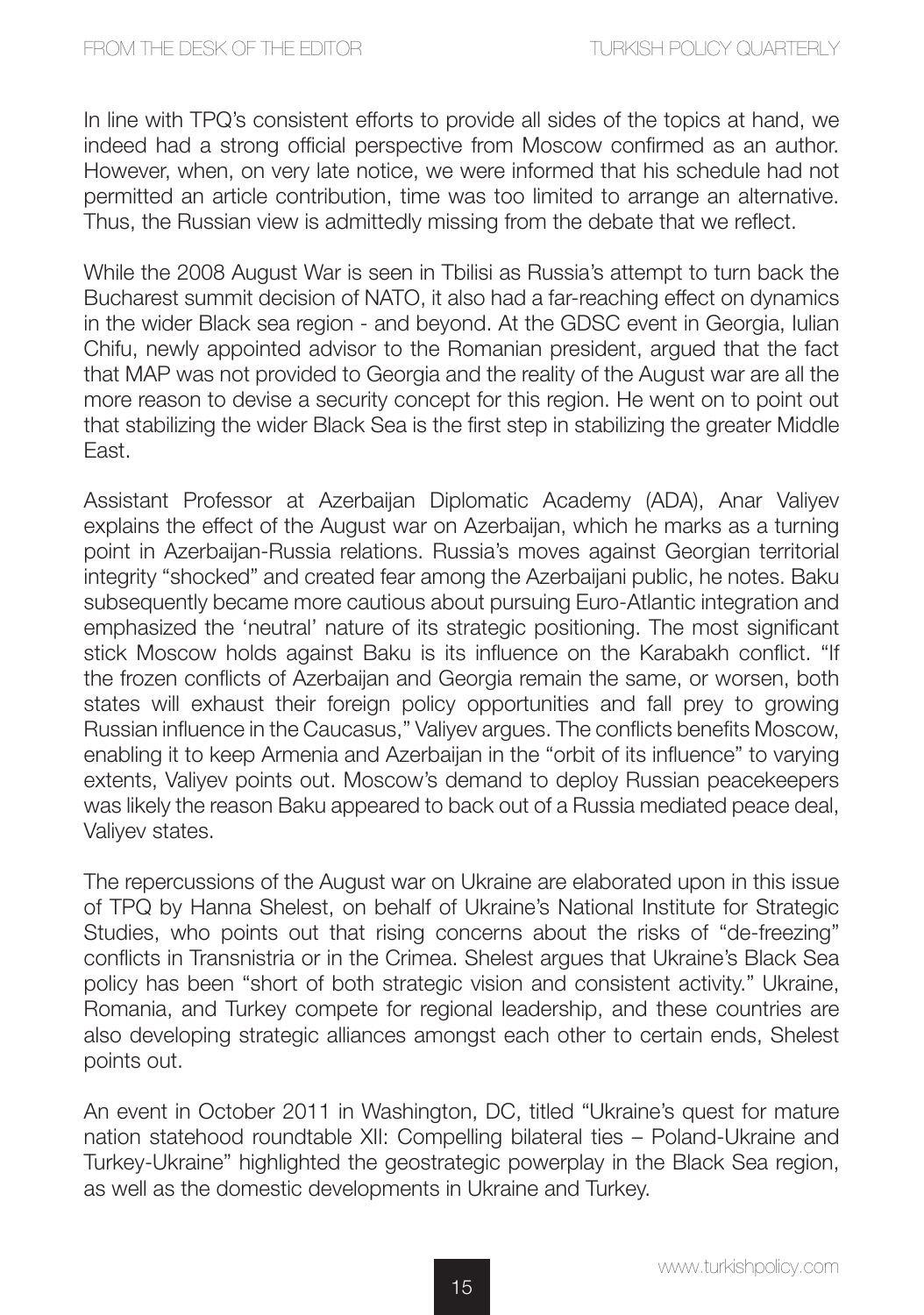In line with TPQ's consistent efforts to provide all sides of the topics at hand, we indeed had a strong official perspective from Moscow confirmed as an author. However, when, on very late notice, we were informed that his schedule had not permitted an article contribution, time was too limited to arrange an alternative. Thus, the Russian view is admittedly missing from the debate that we reflect.

While the 2008 August War is seen in Tbilisi as Russia's attempt to turn back the Bucharest summit decision of NATO, it also had a far-reaching effect on dynamics in the wider Black sea region - and beyond. At the GDSC event in Georgia, Iulian Chifu, newly appointed advisor to the Romanian president, argued that the fact that MAP was not provided to Georgia and the reality of the August war are all the more reason to devise a security concept for this region. He went on to point out that stabilizing the wider Black Sea is the first step in stabilizing the greater Middle East.

Assistant Professor at Azerbaijan Diplomatic Academy (ADA), Anar Valiyev explains the effect of the August war on Azerbaijan, which he marks as a turning point in Azerbaijan-Russia relations. Russia's moves against Georgian territorial integrity "shocked" and created fear among the Azerbaijani public, he notes. Baku subsequently became more cautious about pursuing Euro-Atlantic integration and emphasized the 'neutral' nature of its strategic positioning. The most significant stick Moscow holds against Baku is its influence on the Karabakh conflict. "If the frozen conflicts of Azerbaijan and Georgia remain the same, or worsen, both states will exhaust their foreign policy opportunities and fall prey to growing Russian influence in the Caucasus," Valiyev argues. The conflicts benefits Moscow, enabling it to keep Armenia and Azerbaijan in the "orbit of its influence" to varying extents, Valiyev points out. Moscow's demand to deploy Russian peacekeepers was likely the reason Baku appeared to back out of a Russia mediated peace deal, Valiyev states.

The repercussions of the August war on Ukraine are elaborated upon in this issue of TPQ by Hanna Shelest, on behalf of Ukraine's National Institute for Strategic Studies, who points out that rising concerns about the risks of "de-freezing" conflicts in Transnistria or in the Crimea. Shelest argues that Ukraine's Black Sea policy has been "short of both strategic vision and consistent activity." Ukraine, Romania, and Turkey compete for regional leadership, and these countries are also developing strategic alliances amongst each other to certain ends, Shelest points out.

An event in October 2011 in Washington, DC, titled "Ukraine's quest for mature nation statehood roundtable XII: Compelling bilateral ties – Poland-Ukraine and Turkey-Ukraine" highlighted the geostrategic powerplay in the Black Sea region, as well as the domestic developments in Ukraine and Turkey.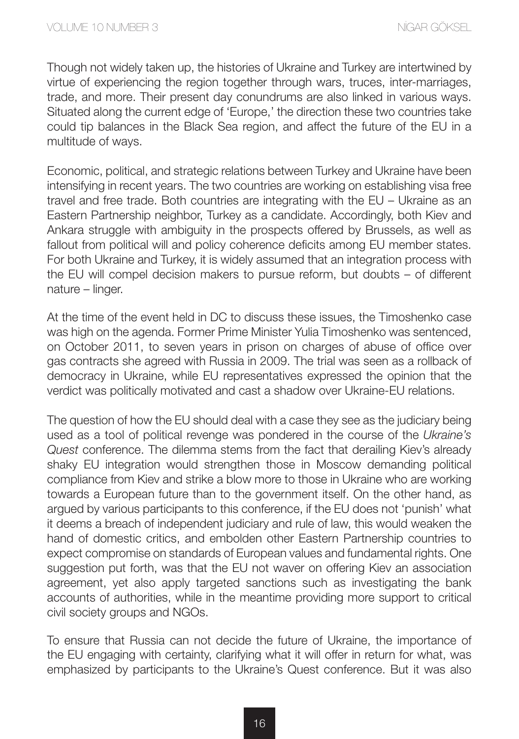Though not widely taken up, the histories of Ukraine and Turkey are intertwined by virtue of experiencing the region together through wars, truces, inter-marriages, trade, and more. Their present day conundrums are also linked in various ways. Situated along the current edge of 'Europe,' the direction these two countries take could tip balances in the Black Sea region, and affect the future of the EU in a multitude of ways.

Economic, political, and strategic relations between Turkey and Ukraine have been intensifying in recent years. The two countries are working on establishing visa free travel and free trade. Both countries are integrating with the EU – Ukraine as an Eastern Partnership neighbor, Turkey as a candidate. Accordingly, both Kiev and Ankara struggle with ambiguity in the prospects offered by Brussels, as well as fallout from political will and policy coherence deficits among EU member states. For both Ukraine and Turkey, it is widely assumed that an integration process with the EU will compel decision makers to pursue reform, but doubts – of different nature – linger.

At the time of the event held in DC to discuss these issues, the Timoshenko case was high on the agenda. Former Prime Minister Yulia Timoshenko was sentenced, on October 2011, to seven years in prison on charges of abuse of office over gas contracts she agreed with Russia in 2009. The trial was seen as a rollback of democracy in Ukraine, while EU representatives expressed the opinion that the verdict was politically motivated and cast a shadow over Ukraine-EU relations.

The question of how the EU should deal with a case they see as the judiciary being used as a tool of political revenge was pondered in the course of the *Ukraine's Quest* conference. The dilemma stems from the fact that derailing Kiev's already shaky EU integration would strengthen those in Moscow demanding political compliance from Kiev and strike a blow more to those in Ukraine who are working towards a European future than to the government itself. On the other hand, as argued by various participants to this conference, if the EU does not 'punish' what it deems a breach of independent judiciary and rule of law, this would weaken the hand of domestic critics, and embolden other Eastern Partnership countries to expect compromise on standards of European values and fundamental rights. One suggestion put forth, was that the EU not waver on offering Kiev an association agreement, yet also apply targeted sanctions such as investigating the bank accounts of authorities, while in the meantime providing more support to critical civil society groups and NGOs.

To ensure that Russia can not decide the future of Ukraine, the importance of the EU engaging with certainty, clarifying what it will offer in return for what, was emphasized by participants to the Ukraine's Quest conference. But it was also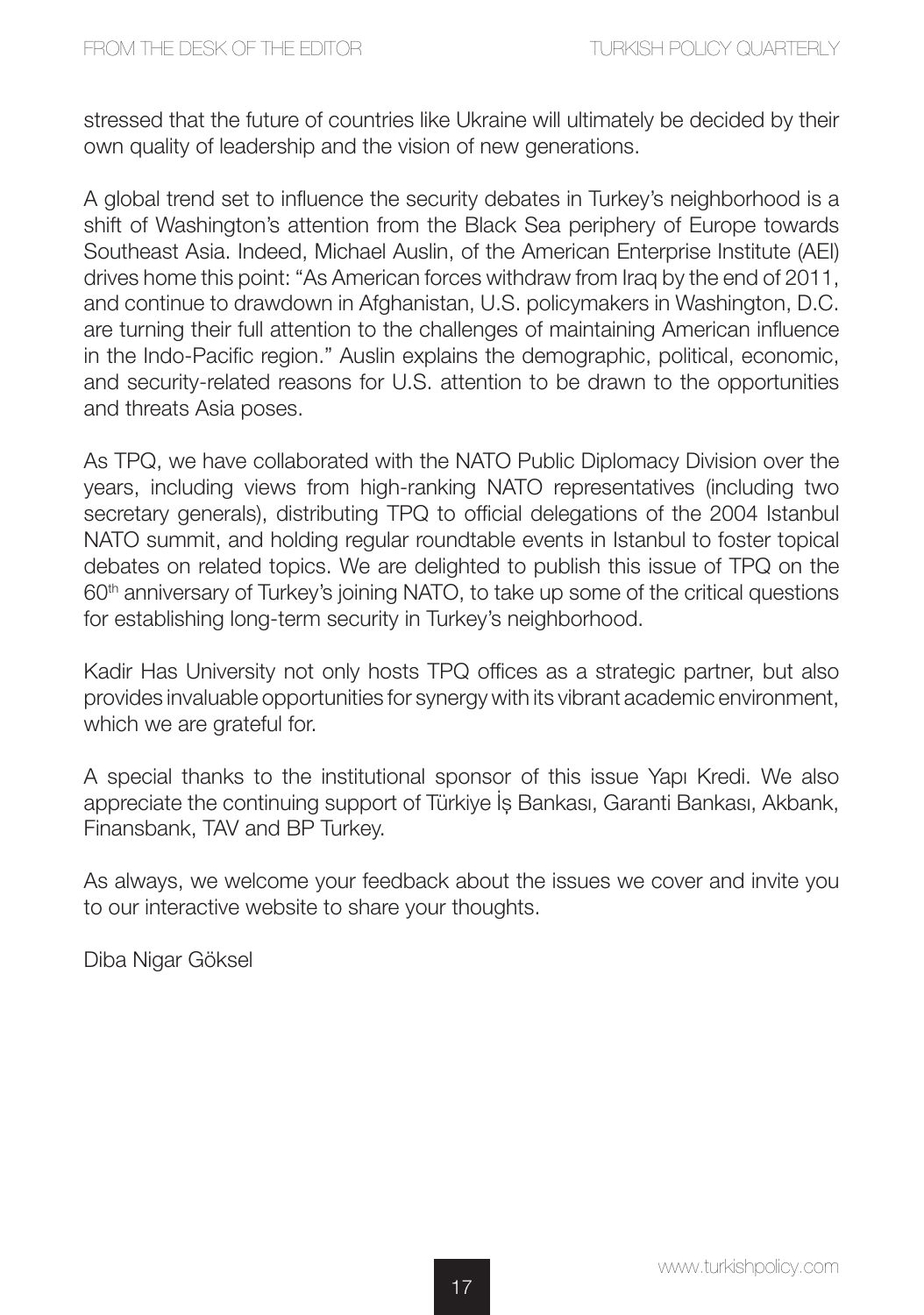stressed that the future of countries like Ukraine will ultimately be decided by their own quality of leadership and the vision of new generations.

A global trend set to influence the security debates in Turkey's neighborhood is a shift of Washington's attention from the Black Sea periphery of Europe towards Southeast Asia. Indeed, Michael Auslin, of the American Enterprise Institute (AEI) drives home this point: "As American forces withdraw from Iraq by the end of 2011, and continue to drawdown in Afghanistan, U.S. policymakers in Washington, D.C. are turning their full attention to the challenges of maintaining American influence in the Indo-Pacific region." Auslin explains the demographic, political, economic, and security-related reasons for U.S. attention to be drawn to the opportunities and threats Asia poses.

As TPQ, we have collaborated with the NATO Public Diplomacy Division over the years, including views from high-ranking NATO representatives (including two secretary generals), distributing TPQ to official delegations of the 2004 Istanbul NATO summit, and holding regular roundtable events in Istanbul to foster topical debates on related topics. We are delighted to publish this issue of TPQ on the 60th anniversary of Turkey's joining NATO, to take up some of the critical questions for establishing long-term security in Turkey's neighborhood.

Kadir Has University not only hosts TPQ offices as a strategic partner, but also provides invaluable opportunities for synergy with its vibrant academic environment, which we are grateful for.

A special thanks to the institutional sponsor of this issue Yapı Kredi. We also appreciate the continuing support of Türkiye İş Bankası, Garanti Bankası, Akbank, Finansbank, TAV and BP Turkey.

As always, we welcome your feedback about the issues we cover and invite you to our interactive website to share your thoughts.

Diba Nigar Göksel